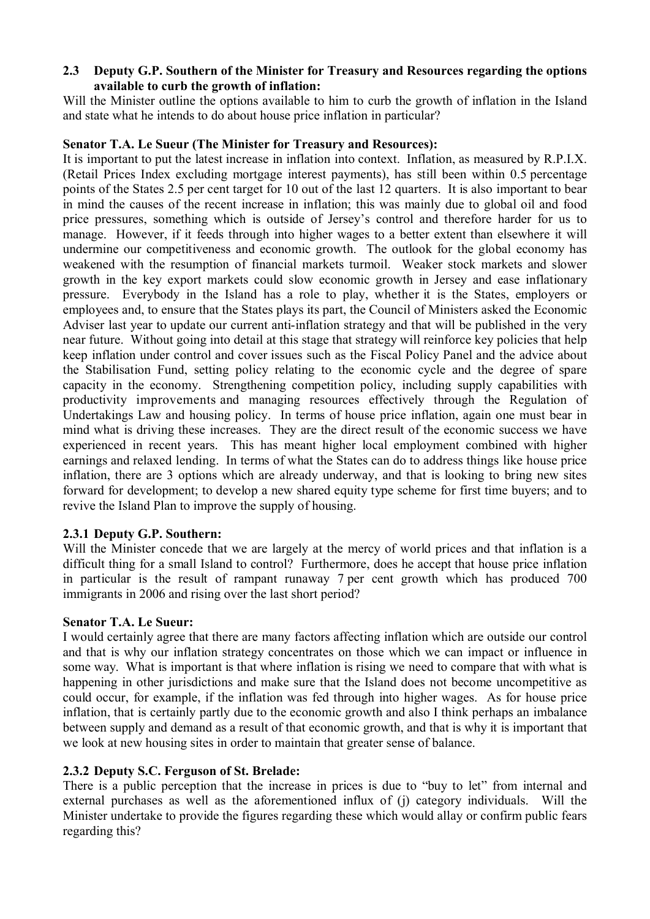### 2.3 Deputy G.P. Southern of the Minister for Treasury and Resources regarding the options available to curb the growth of inflation:

Will the Minister outline the options available to him to curb the growth of inflation in the Island and state what he intends to do about house price inflation in particular?

**Senator T.A. Le Sueur (The Minister for Treasury and Resources):**

It is important to put the latest increase in inflation into context. Inflation, as measured by R.P.I.X. (Retail Prices Index excluding mortgage interest payments), has still been within 0.5 percentage points of the States 2.5 per cent target for 10 out of the last 12 quarters. It is also important to bear in mind the causes of the recent increase in inflation; this was mainly due to global oil and food price pressures, something which is outside of Jersey's control and therefore harder for us to manage. However, if it feeds through into higher wages to a better extent than elsewhere it will undermine our competitiveness and economic growth. The outlook for the global economy has weakened with the resumption of financial markets turmoil. Weaker stock markets and slower growth in the key export markets could slow economic growth in Jersey and ease inflationary pressure. Everybody in the Island has a role to play, whether it is the States, employers or employees and, to ensure that the States plays its part, the Council of Ministers asked the Economic Adviser last year to update our current anti-inflation strategy and that will be published in the very near future. Without going into detail at this stage that strategy will reinforce key policies that help keep inflation under control and cover issues such as the Fiscal Policy Panel and the advice about the Stabilisation Fund, setting policy relating to the economic cycle and the degree of spare capacity in the economy. Strengthening competition policy, including supply capabilities with productivity improvements and managing resources effectively through the Regulation of Undertakings Law and housing policy. In terms of house price inflation, again one must bear in mind what is driving these increases. They are the direct result of the economic success we have experienced in recent years. This has meant higher local employment combined with higher earnings and relaxed lending. In terms of what the States can do to address things like house price inflation, there are 3 options which are already underway, and that is looking to bring new sites forward for development; to develop a new shared equity type scheme for first time buyers; and to revive the Island Plan to improve the supply of housing.

### 2.3.1 Deputy G.P. Southern:

Will the Minister concede that we are largely at the mercy of world prices and that inflation is a difficult thing for a small Island to control? Furthermore, does he accept that house price inflation in particular is the result of rampant runaway 7 per cent growth which has produced 700 immigrants in 2006 and rising over the last short period?

**Senator T.A. Le Sueur:**

I would certainly agree that there are many factors affecting inflation which are outside our control and that is why our inflation strategy concentrates on those which we can impact or influence in some way. What is important is that where inflation is rising we need to compare that with what is happening in other jurisdictions and make sure that the Island does not become uncompetitive as could occur, for example, if the inflation was fed through into higher wages. As for house price inflation, that is certainly partly due to the economic growth and also I think perhaps an imbalance between supply and demand as a result of that economic growth, and that is why it is important that we look at new housing sites in order to maintain that greater sense of balance.

### 2.3.2 Deputy S.C. Ferguson of St. Brelade:

There is a public perception that the increase in prices is due to "buy to let" from internal and external purchases as well as the aforementioned influx of (j) category individuals. Will the Minister undertake to provide the figures regarding these which would allay or confirm public fears regarding this?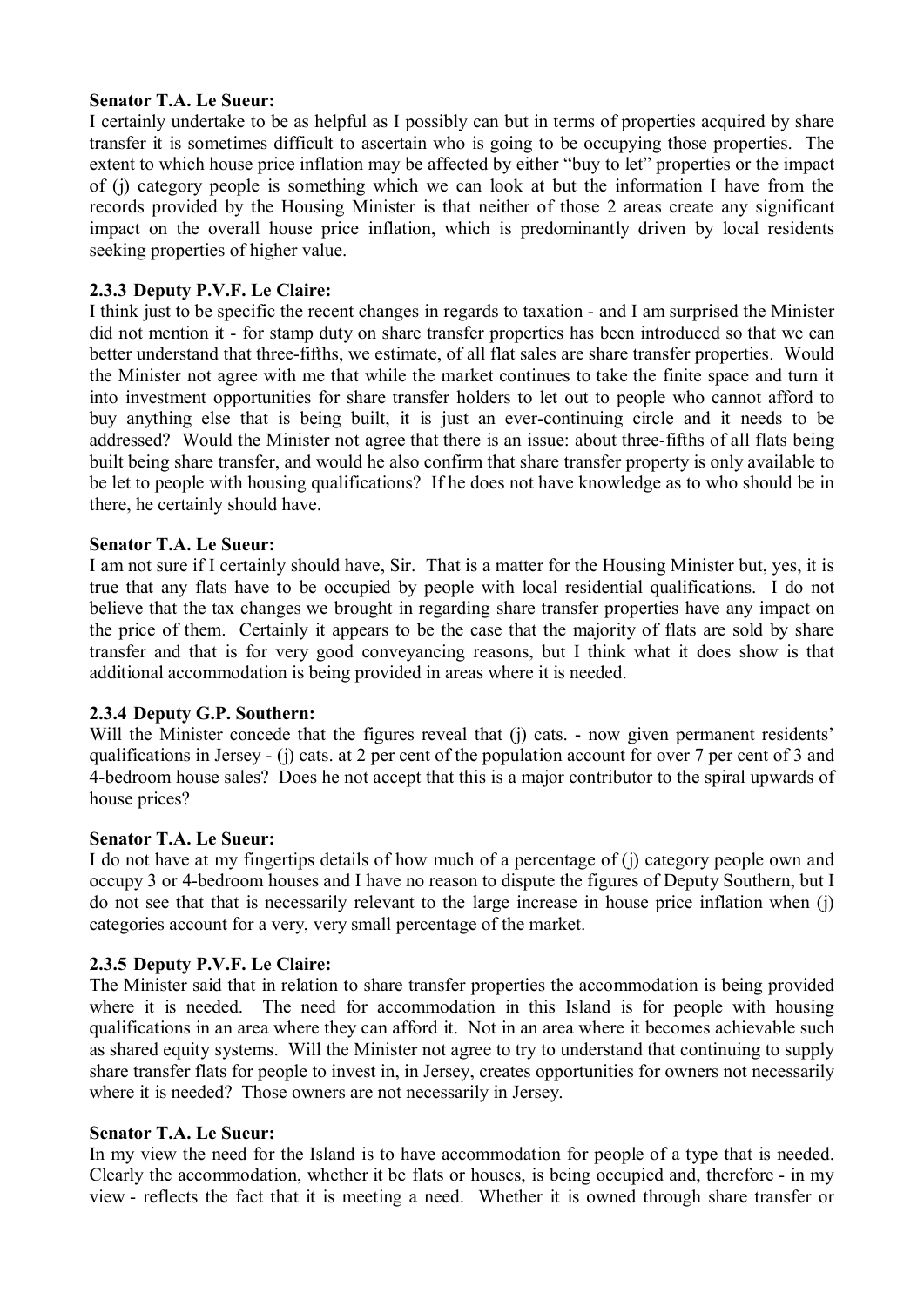**Senator T.A. Le Sueur:**

I certainly undertake to be as helpful as I possibly can but in terms of properties acquired by share transfer it is sometimes difficult to ascertain who is going to be occupying those properties. The extent to which house price inflation may be affected by either "buy to let" properties or the impact of (j) category people is something which we can look at but the information I have from the records provided by the Housing Minister is that neither of those 2 areas create any significant impact on the overall house price inflation, which is predominantly driven by local residents seeking properties of higher value.

**2.3.3 Deputy P.V.F. Le Claire:**

I think just to be specific the recent changes in regards to taxation - and I am surprised the Minister did not mention it - for stamp duty on share transfer properties has been introduced so that we can better understand that three-fifths, we estimate, of all flat sales are share transfer properties. Would the Minister not agree with me that while the market continues to take the finite space and turn it into investment opportunities for share transfer holders to let out to people who cannot afford to buy anything else that is being built, it is just an ever-continuing circle and it needs to be addressed? Would the Minister not agree that there is an issue: about three-fifths of all flats being built being share transfer, and would he also confirm that share transfer property is only available to be let to people with housing qualifications? If he does not have knowledge as to who should be in there, he certainly should have.

**Senator T.A. Le Sueur:**

I am not sure if I certainly should have, Sir. That is a matter for the Housing Minister but, yes, it is true that any flats have to be occupied by people with local residential qualifications. I do not believe that the tax changes we brought in regarding share transfer properties have any impact on the price of them. Certainly it appears to be the case that the majority of flats are sold by share transfer and that is for very good conveyancing reasons, but I think what it does show is that additional accommodation is being provided in areas where it is needed.

**2.3.4 Deputy G.P. Southern:**

Will the Minister concede that the figures reveal that (j) cats. - now given permanent residents' qualifications in Jersey - (j) cats. at 2 per cent of the population account for over 7 per cent of 3 and 4-bedroom house sales? Does he not accept that this is a major contributor to the spiral upwards of house prices?

**Senator T.A. Le Sueur:**

I do not have at my fingertips details of how much of a percentage of (j) category people own and occupy 3 or 4-bedroom houses and I have no reason to dispute the figures of Deputy Southern, but I do not see that that is necessarily relevant to the large increase in house price inflation when (j) categories account for a very, very small percentage of the market.

**2.3.5 Deputy P.V.F. Le Claire:**

The Minister said that in relation to share transfer properties the accommodation is being provided where it is needed. The need for accommodation in this Island is for people with housing qualifications in an area where they can afford it. Not in an area where it becomes achievable such as shared equity systems. Will the Minister not agree to try to understand that continuing to supply share transfer flats for people to invest in, in Jersey, creates opportunities for owners not necessarily where it is needed? Those owners are not necessarily in Jersey.

**Senator T.A. Le Sueur:**

In my view the need for the Island is to have accommodation for people of a type that is needed. Clearly the accommodation, whether it be flats or houses, is being occupied and, therefore - in my view - reflects the fact that it is meeting a need. Whether it is owned through share transfer or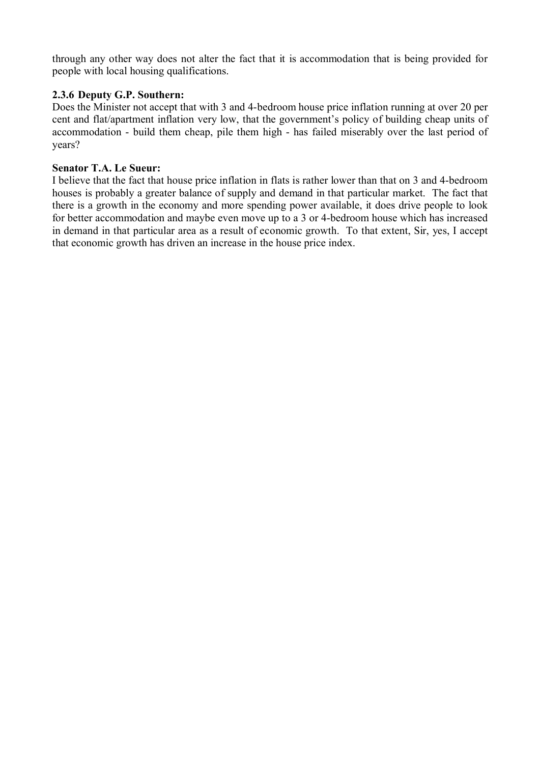through any other way does not alter the fact that it is accommodation that is being provided for people with local housing qualifications.

**2.3.6 Deputy G.P. Southern:**

Does the Minister not accept that with 3 and 4-bedroom house price inflation running at over 20 per cent and flat/apartment inflation very low, that the government's policy of building cheap units of accommodation - build them cheap, pile them high - has failed miserably over the last period of years?

**Senator T.A. Le Sueur:**

I believe that the fact that house price inflation in flats is rather lower than that on 3 and 4-bedroom houses is probably a greater balance of supply and demand in that particular market. The fact that there is a growth in the economy and more spending power available, it does drive people to look for better accommodation and maybe even move up to a 3 or 4-bedroom house which has increased in demand in that particular area as a result of economic growth. To that extent, Sir, yes, I accept that economic growth has driven an increase in the house price index.